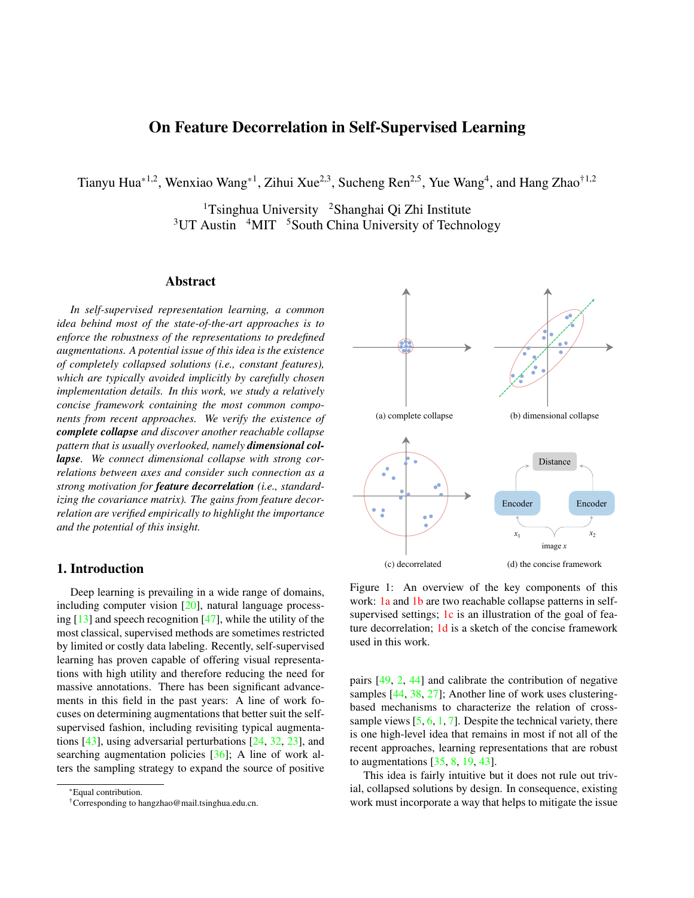# On Feature Decorrelation in Self-Supervised Learning

Tianyu Hua[*1,2], Wenxiao Wang[*1], Zihui Xue[2,3], Sucheng Ren[2,5], Yue Wang[4], and Hang Zhao[†1,2]

[1]Tsinghua University [2]Shanghai Qi Zhi Institute
[3]UT Austin [4]MIT [5]South China University of Technology

## Abstract

*In self-supervised representation learning, a common idea behind most of the state-of-the-art approaches is to enforce the robustness of the representations to predefined augmentations. A potential issue of this idea is the existence of completely collapsed solutions (i.e., constant features), which are typically avoided implicitly by carefully chosen implementation details. In this work, we study a relatively concise framework containing the most common components from recent approaches. We verify the existence of* ***complete collapse*** *and discover another reachable collapse pattern that is usually overlooked, namely* ***dimensional collapse****. We connect dimensional collapse with strong correlations between axes and consider such connection as a strong motivation for* ***feature decorrelation*** *(i.e., standardizing the covariance matrix). The gains from feature decorrelation are verified empirically to highlight the importance and the potential of this insight.*

(a) complete collapse

(b) dimensional collapse

(c) decorrelated

Distance

Encoder

Encoder

$x_1$

$x_2$

image $x$

(d) the concise framework

Figure 1: An overview of the key components of this work: 1a and 1b are two reachable collapse patterns in self-supervised settings; 1c is an illustration of the goal of feature decorrelation; 1d is a sketch of the concise framework used in this work.

## 1. Introduction

Deep learning is prevailing in a wide range of domains, including computer vision [20], natural language processing [13] and speech recognition [47], while the utility of the most classical, supervised methods are sometimes restricted by limited or costly data labeling. Recently, self-supervised learning has proven capable of offering visual representations with high utility and therefore reducing the need for massive annotations. There has been significant advancements in this field in the past years: A line of work focuses on determining augmentations that better suit the self-supervised fashion, including revisiting typical augmentations [43], using adversarial perturbations [24, 32, 23], and searching augmentation policies [36]; A line of work alters the sampling strategy to expand the source of positive pairs [49, 2, 44] and calibrate the contribution of negative samples [44, 38, 27]; Another line of work uses clustering-based mechanisms to characterize the relation of cross-sample views [5, 6, 1, 7]. Despite the technical variety, there is one high-level idea that remains in most if not all of the recent approaches, learning representations that are robust to augmentations [35, 8, 19, 43].

This idea is fairly intuitive but it does not rule out trivial, collapsed solutions by design. In consequence, existing work must incorporate a way that helps to mitigate the issue

[*]Equal contribution.
[†]Corresponding to hangzhao@mail.tsinghua.edu.cn.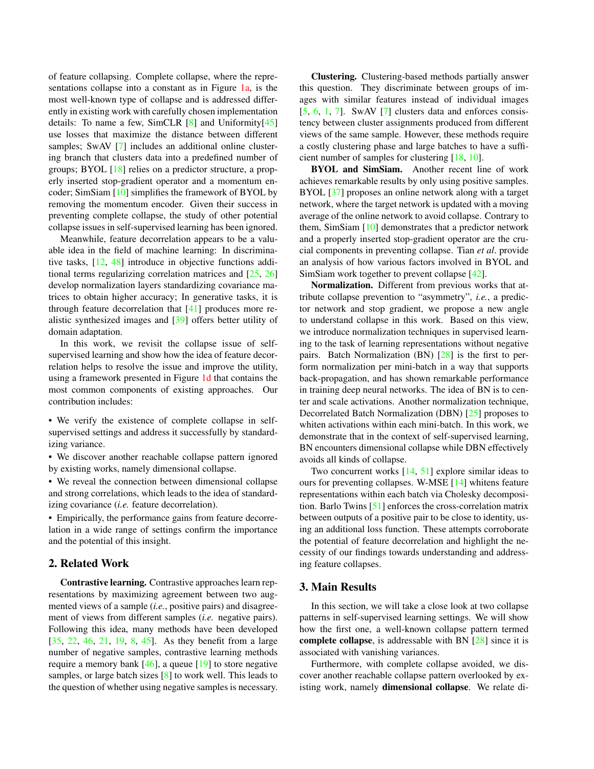of feature collapsing. Complete collapse, where the representations collapse into a constant as in Figure 1a, is the most well-known type of collapse and is addressed differently in existing work with carefully chosen implementation details: To name a few, SimCLR [8] and Uniformity[45] use losses that maximize the distance between different samples; SwAV [7] includes an additional online clustering branch that clusters data into a predefined number of groups; BYOL [18] relies on a predictor structure, a properly inserted stop-gradient operator and a momentum encoder; SimSiam [10] simplifies the framework of BYOL by removing the momentum encoder. Given their success in preventing complete collapse, the study of other potential collapse issues in self-supervised learning has been ignored.

Meanwhile, feature decorrelation appears to be a valuable idea in the field of machine learning: In discriminative tasks, [12, 48] introduce in objective functions additional terms regularizing correlation matrices and [25, 26] develop normalization layers standardizing covariance matrices to obtain higher accuracy; In generative tasks, it is through feature decorrelation that [41] produces more realistic synthesized images and [39] offers better utility of domain adaptation.

In this work, we revisit the collapse issue of self-supervised learning and show how the idea of feature decorrelation helps to resolve the issue and improve the utility, using a framework presented in Figure 1d that contains the most common components of existing approaches. Our contribution includes:

- We verify the existence of complete collapse in self-supervised settings and address it successfully by standardizing variance.
- We discover another reachable collapse pattern ignored by existing works, namely dimensional collapse.
- We reveal the connection between dimensional collapse and strong correlations, which leads to the idea of standardizing covariance (*i.e.* feature decorrelation).
- Empirically, the performance gains from feature decorrelation in a wide range of settings confirm the importance and the potential of this insight.

## 2. Related Work

**Contrastive learning.** Contrastive approaches learn representations by maximizing agreement between two augmented views of a sample (*i.e.*, positive pairs) and disagreement of views from different samples (*i.e.* negative pairs). Following this idea, many methods have been developed [35, 22, 46, 21, 19, 8, 45]. As they benefit from a large number of negative samples, contrastive learning methods require a memory bank [46], a queue [19] to store negative samples, or large batch sizes [8] to work well. This leads to the question of whether using negative samples is necessary.

**Clustering.** Clustering-based methods partially answer this question. They discriminate between groups of images with similar features instead of individual images [5, 6, 1, 7]. SwAV [7] clusters data and enforces consistency between cluster assignments produced from different views of the same sample. However, these methods require a costly clustering phase and large batches to have a sufficient number of samples for clustering [18, 10].

**BYOL and SimSiam.** Another recent line of work achieves remarkable results by only using positive samples. BYOL [37] proposes an online network along with a target network, where the target network is updated with a moving average of the online network to avoid collapse. Contrary to them, SimSiam [10] demonstrates that a predictor network and a properly inserted stop-gradient operator are the crucial components in preventing collapse. Tian *et al*. provide an analysis of how various factors involved in BYOL and SimSiam work together to prevent collapse [42].

**Normalization.** Different from previous works that attribute collapse prevention to "asymmetry", *i.e.*, a predictor network and stop gradient, we propose a new angle to understand collapse in this work. Based on this view, we introduce normalization techniques in supervised learning to the task of learning representations without negative pairs. Batch Normalization (BN) [28] is the first to perform normalization per mini-batch in a way that supports back-propagation, and has shown remarkable performance in training deep neural networks. The idea of BN is to center and scale activations. Another normalization technique, Decorrelated Batch Normalization (DBN) [25] proposes to whiten activations within each mini-batch. In this work, we demonstrate that in the context of self-supervised learning, BN encounters dimensional collapse while DBN effectively avoids all kinds of collapse.

Two concurrent works [14, 51] explore similar ideas to ours for preventing collapses. W-MSE [14] whitens feature representations within each batch via Cholesky decomposition. Barlo Twins [51] enforces the cross-correlation matrix between outputs of a positive pair to be close to identity, using an additional loss function. These attempts corroborate the potential of feature decorrelation and highlight the necessity of our findings towards understanding and addressing feature collapses.

## 3. Main Results

In this section, we will take a close look at two collapse patterns in self-supervised learning settings. We will show how the first one, a well-known collapse pattern termed **complete collapse**, is addressable with BN [28] since it is associated with vanishing variances.

Furthermore, with complete collapse avoided, we discover another reachable collapse pattern overlooked by existing work, namely **dimensional collapse**. We relate di-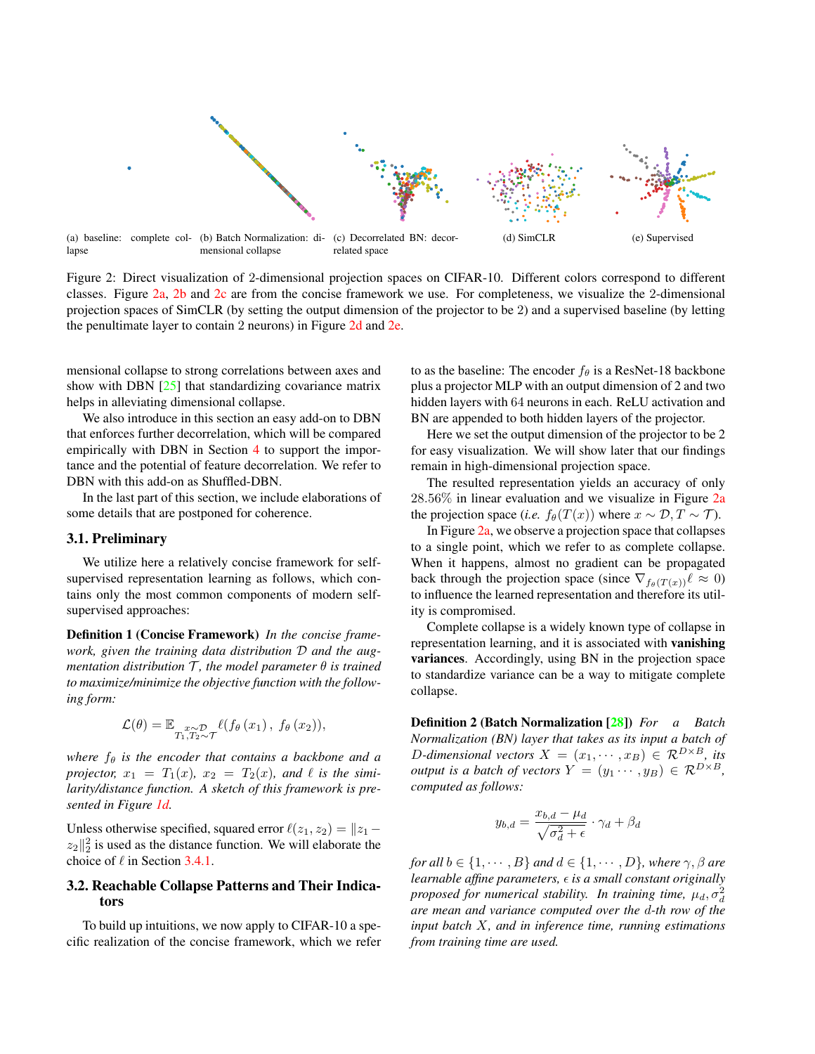(a) baseline: complete collapse (b) Batch Normalization: dimensional collapse (c) Decorrelated BN: decorrelated space (d) SimCLR (e) Supervised

Figure 2: Direct visualization of 2-dimensional projection spaces on CIFAR-10. Different colors correspond to different classes. Figure 2a, 2b and 2c are from the concise framework we use. For completeness, we visualize the 2-dimensional projection spaces of SimCLR (by setting the output dimension of the projector to be 2) and a supervised baseline (by letting the penultimate layer to contain 2 neurons) in Figure 2d and 2e.

mensional collapse to strong correlations between axes and show with DBN [25] that standardizing covariance matrix helps in alleviating dimensional collapse.

We also introduce in this section an easy add-on to DBN that enforces further decorrelation, which will be compared empirically with DBN in Section 4 to support the importance and the potential of feature decorrelation. We refer to DBN with this add-on as Shuffled-DBN.

In the last part of this section, we include elaborations of some details that are postponed for coherence.

### 3.1. Preliminary

We utilize here a relatively concise framework for self-supervised representation learning as follows, which contains only the most common components of modern self-supervised approaches:

**Definition 1 (Concise Framework)** *In the concise framework, given the training data distribution $\mathcal{D}$ and the augmentation distribution $\mathcal{T}$, the model parameter $\theta$ is trained to maximize/minimize the objective function with the following form:*

$$\mathcal{L}(\theta) = \mathbb{E}_{\substack{x \sim \mathcal{D} \\ T_1, T_2 \sim \mathcal{T}}} \ell(f_\theta(x_1),\ f_\theta(x_2)),$$

*where $f_\theta$ is the encoder that contains a backbone and a projector, $x_1 = T_1(x)$, $x_2 = T_2(x)$, and $\ell$ is the similarity/distance function. A sketch of this framework is presented in Figure 1d.*

Unless otherwise specified, squared error $\ell(z_1, z_2) = \|z_1 - z_2\|_2^2$ is used as the distance function. We will elaborate the choice of $\ell$ in Section 3.4.1.

### 3.2. Reachable Collapse Patterns and Their Indicators

To build up intuitions, we now apply to CIFAR-10 a specific realization of the concise framework, which we refer to as the baseline: The encoder $f_\theta$ is a ResNet-18 backbone plus a projector MLP with an output dimension of 2 and two hidden layers with 64 neurons in each. ReLU activation and BN are appended to both hidden layers of the projector.

Here we set the output dimension of the projector to be 2 for easy visualization. We will show later that our findings remain in high-dimensional projection space.

The resulted representation yields an accuracy of only $28.56\%$ in linear evaluation and we visualize in Figure 2a the projection space (*i.e.* $f_\theta(T(x))$ where $x \sim \mathcal{D}, T \sim \mathcal{T}$).

In Figure 2a, we observe a projection space that collapses to a single point, which we refer to as complete collapse. When it happens, almost no gradient can be propagated back through the projection space (since $\nabla_{f_\theta(T(x))}\ell \approx 0$) to influence the learned representation and therefore its utility is compromised.

Complete collapse is a widely known type of collapse in representation learning, and it is associated with **vanishing variances**. Accordingly, using BN in the projection space to standardize variance can be a way to mitigate complete collapse.

**Definition 2 (Batch Normalization [28])** *For a Batch Normalization (BN) layer that takes as its input a batch of $D$-dimensional vectors $X = (x_1, \cdots, x_B) \in \mathcal{R}^{D \times B}$, its output is a batch of vectors $Y = (y_1 \cdots, y_B) \in \mathcal{R}^{D \times B}$, computed as follows:*

$$y_{b,d} = \frac{x_{b,d} - \mu_d}{\sqrt{\sigma_d^2 + \epsilon}} \cdot \gamma_d + \beta_d$$

*for all $b \in \{1, \cdots, B\}$ and $d \in \{1, \cdots, D\}$, where $\gamma, \beta$ are learnable affine parameters, $\epsilon$ is a small constant originally proposed for numerical stability. In training time, $\mu_d, \sigma_d^2$ are mean and variance computed over the $d$-th row of the input batch $X$, and in inference time, running estimations from training time are used.*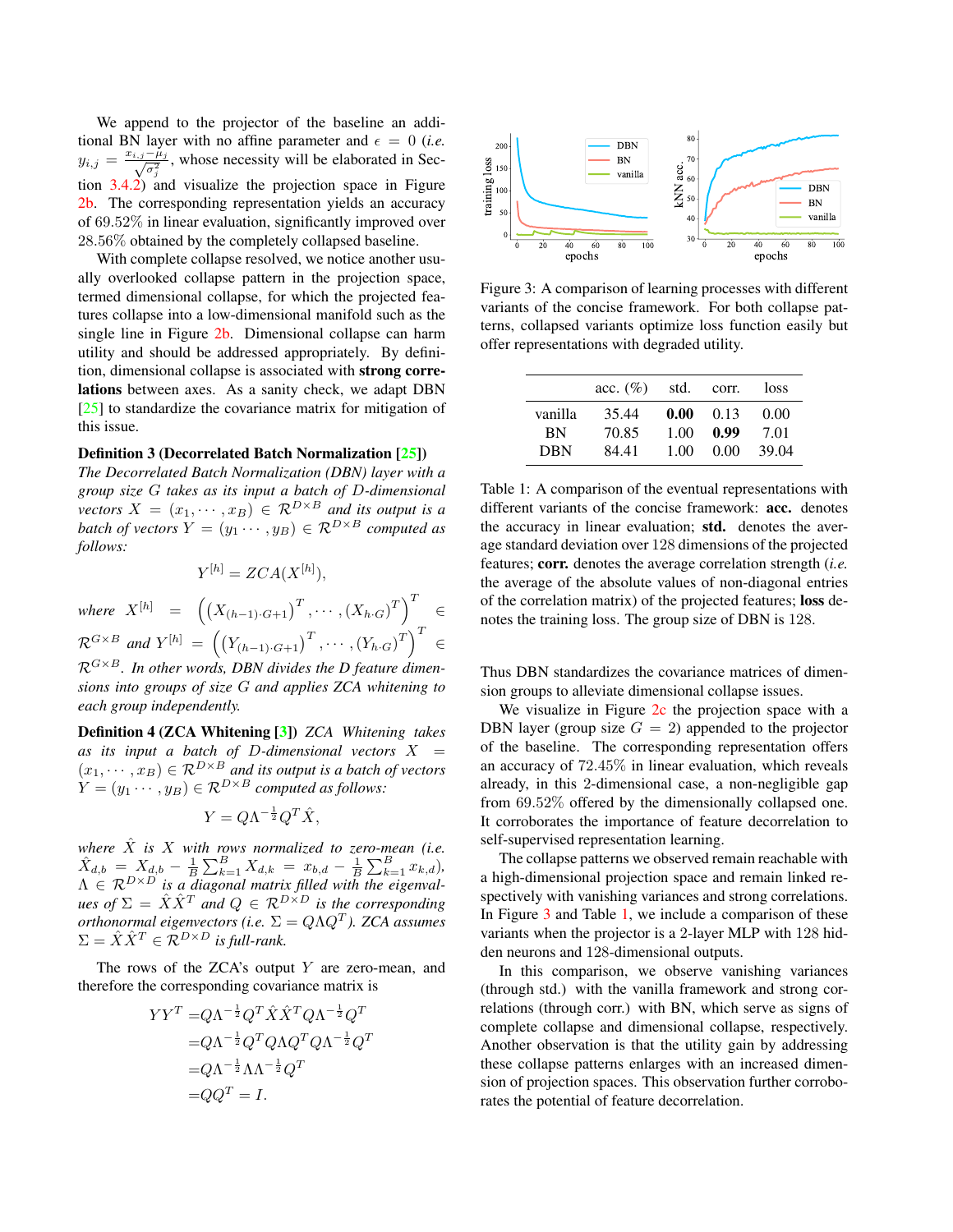We append to the projector of the baseline an additional BN layer with no affine parameter and $\epsilon = 0$ (*i.e.* $y_{i,j} = \frac{x_{i,j} - \mu_j}{\sqrt{\sigma_j^2}}$, whose necessity will be elaborated in Section 3.4.2) and visualize the projection space in Figure 2b. The corresponding representation yields an accuracy of 69.52% in linear evaluation, significantly improved over 28.56% obtained by the completely collapsed baseline.

With complete collapse resolved, we notice another usually overlooked collapse pattern in the projection space, termed dimensional collapse, for which the projected features collapse into a low-dimensional manifold such as the single line in Figure 2b. Dimensional collapse can harm utility and should be addressed appropriately. By definition, dimensional collapse is associated with **strong correlations** between axes. As a sanity check, we adapt DBN [25] to standardize the covariance matrix for mitigation of this issue.

**Definition 3 (Decorrelated Batch Normalization [25])** *The Decorrelated Batch Normalization (DBN) layer with a group size $G$ takes as its input a batch of $D$-dimensional vectors $X = (x_1, \cdots, x_B) \in \mathcal{R}^{D \times B}$ and its output is a batch of vectors $Y = (y_1 \cdots, y_B) \in \mathcal{R}^{D \times B}$ computed as follows:*

$$Y^{[h]} = ZCA(X^{[h]}),$$

*where $X^{[h]} = \left( \left(X_{(h-1)\cdot G+1}\right)^T, \cdots, \left(X_{h \cdot G}\right)^T \right)^T \in \mathcal{R}^{G \times B}$ and $Y^{[h]} = \left( \left(Y_{(h-1)\cdot G+1}\right)^T, \cdots, \left(Y_{h \cdot G}\right)^T \right)^T \in \mathcal{R}^{G \times B}$. In other words, DBN divides the $D$ feature dimensions into groups of size $G$ and applies ZCA whitening to each group independently.*

**Definition 4 (ZCA Whitening [3])** *ZCA Whitening takes as its input a batch of $D$-dimensional vectors $X = (x_1, \cdots, x_B) \in \mathcal{R}^{D \times B}$ and its output is a batch of vectors $Y = (y_1 \cdots, y_B) \in \mathcal{R}^{D \times B}$ computed as follows:*

$$Y = Q \Lambda^{-\frac{1}{2}} Q^T \hat{X},$$

*where $\hat{X}$ is $X$ with rows normalized to zero-mean (i.e. $\hat{X}_{d,b} = X_{d,b} - \frac{1}{B}\sum_{k=1}^{B} X_{d,k} = x_{b,d} - \frac{1}{B}\sum_{k=1}^{B} x_{k,d}$), $\Lambda \in \mathcal{R}^{D \times D}$ is a diagonal matrix filled with the eigenvalues of $\Sigma = \hat{X}\hat{X}^T$ and $Q \in \mathcal{R}^{D \times D}$ is the corresponding orthonormal eigenvectors (i.e. $\Sigma = Q \Lambda Q^T$). ZCA assumes $\Sigma = \hat{X}\hat{X}^T \in \mathcal{R}^{D \times D}$ is full-rank.*

The rows of the ZCA's output $Y$ are zero-mean, and therefore the corresponding covariance matrix is

$$\begin{aligned} YY^T &= Q\Lambda^{-\frac{1}{2}} Q^T \hat{X}\hat{X}^T Q \Lambda^{-\frac{1}{2}} Q^T \\ &= Q\Lambda^{-\frac{1}{2}} Q^T Q \Lambda Q^T Q \Lambda^{-\frac{1}{2}} Q^T \\ &= Q\Lambda^{-\frac{1}{2}} \Lambda \Lambda^{-\frac{1}{2}} Q^T \\ &= QQ^T = I. \end{aligned}$$

training loss
200
150
100
50
0
0 20 40 60 80 100
epochs
DBN
BN
vanilla

kNN acc.
80
70
60
50
40
30
0 20 40 60 80 100
epochs
DBN
BN
vanilla

Figure 3: A comparison of learning processes with different variants of the concise framework. For both collapse patterns, collapsed variants optimize loss function easily but offer representations with degraded utility.

| | acc. (%) | std. | corr. | loss |
|---|---|---|---|---|
| vanilla | 35.44 | **0.00** | 0.13 | 0.00 |
| BN | 70.85 | 1.00 | **0.99** | 7.01 |
| DBN | 84.41 | 1.00 | 0.00 | 39.04 |

Table 1: A comparison of the eventual representations with different variants of the concise framework: **acc.** denotes the accuracy in linear evaluation; **std.** denotes the average standard deviation over 128 dimensions of the projected features; **corr.** denotes the average correlation strength (*i.e.* the average of the absolute values of non-diagonal entries of the correlation matrix) of the projected features; **loss** denotes the training loss. The group size of DBN is 128.

Thus DBN standardizes the covariance matrices of dimension groups to alleviate dimensional collapse issues.

We visualize in Figure 2c the projection space with a DBN layer (group size $G = 2$) appended to the projector of the baseline. The corresponding representation offers an accuracy of 72.45% in linear evaluation, which reveals already, in this 2-dimensional case, a non-negligible gap from 69.52% offered by the dimensionally collapsed one. It corroborates the importance of feature decorrelation to self-supervised representation learning.

The collapse patterns we observed remain reachable with a high-dimensional projection space and remain linked respectively with vanishing variances and strong correlations. In Figure 3 and Table 1, we include a comparison of these variants when the projector is a 2-layer MLP with 128 hidden neurons and 128-dimensional outputs.

In this comparison, we observe vanishing variances (through std.) with the vanilla framework and strong correlations (through corr.) with BN, which serve as signs of complete collapse and dimensional collapse, respectively. Another observation is that the utility gain by addressing these collapse patterns enlarges with an increased dimension of projection spaces. This observation further corroborates the potential of feature decorrelation.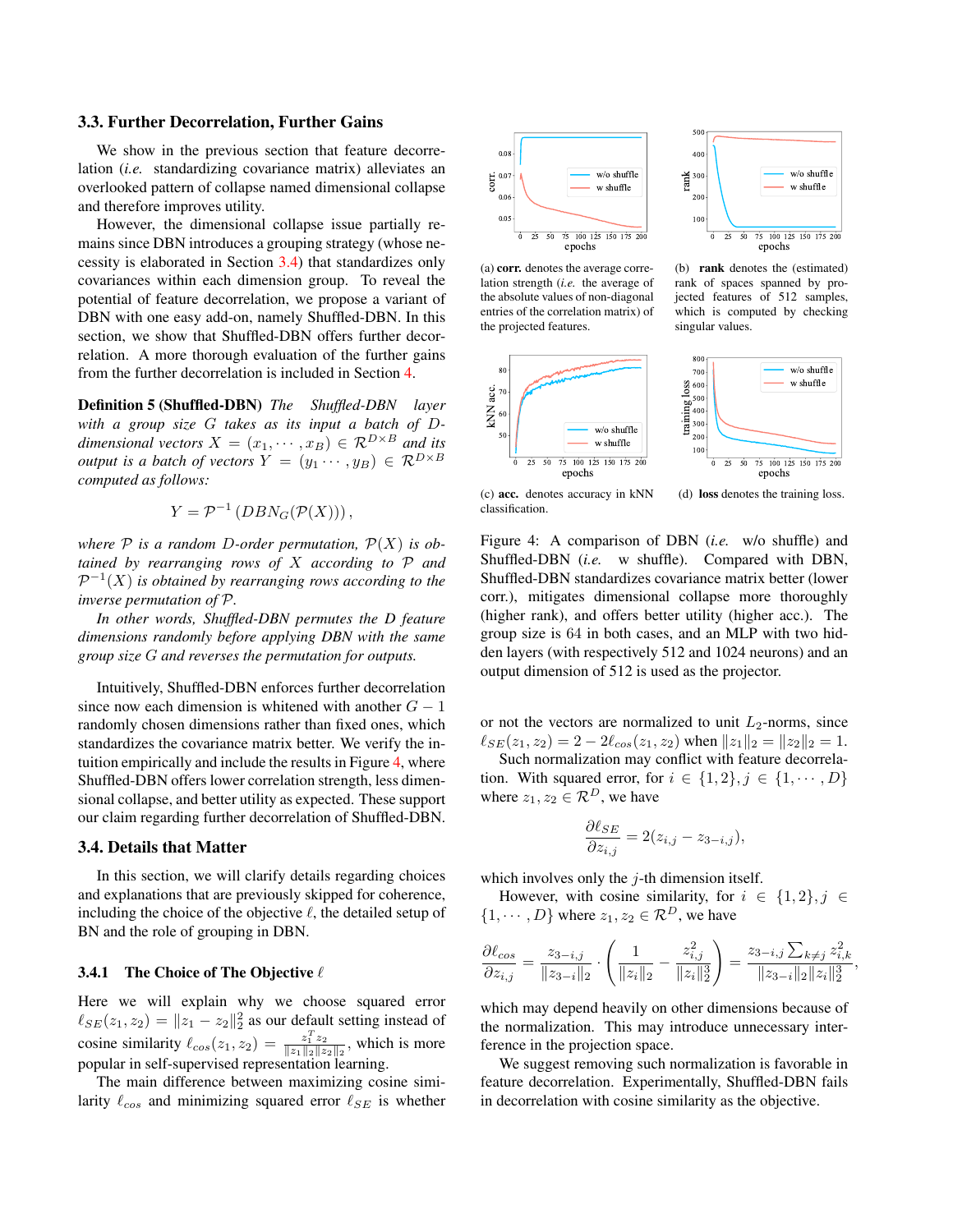### 3.3. Further Decorrelation, Further Gains

We show in the previous section that feature decorrelation (*i.e.* standardizing covariance matrix) alleviates an overlooked pattern of collapse named dimensional collapse and therefore improves utility.

However, the dimensional collapse issue partially remains since DBN introduces a grouping strategy (whose necessity is elaborated in Section 3.4) that standardizes only covariances within each dimension group. To reveal the potential of feature decorrelation, we propose a variant of DBN with one easy add-on, namely Shuffled-DBN. In this section, we show that Shuffled-DBN offers further decorrelation. A more thorough evaluation of the further gains from the further decorrelation is included in Section 4.

**Definition 5 (Shuffled-DBN)** *The Shuffled-DBN layer with a group size $G$ takes as its input a batch of $D$-dimensional vectors $X = (x_1, \cdots, x_B) \in \mathcal{R}^{D \times B}$ and its output is a batch of vectors $Y = (y_1 \cdots, y_B) \in \mathcal{R}^{D \times B}$ computed as follows:*

$$Y = \mathcal{P}^{-1}\left(DBN_G(\mathcal{P}(X))\right),$$

*where $\mathcal{P}$ is a random $D$-order permutation, $\mathcal{P}(X)$ is obtained by rearranging rows of $X$ according to $\mathcal{P}$ and $\mathcal{P}^{-1}(X)$ is obtained by rearranging rows according to the inverse permutation of $\mathcal{P}$.*

*In other words, Shuffled-DBN permutes the $D$ feature dimensions randomly before applying DBN with the same group size $G$ and reverses the permutation for outputs.*

Intuitively, Shuffled-DBN enforces further decorrelation since now each dimension is whitened with another $G-1$ randomly chosen dimensions rather than fixed ones, which standardizes the covariance matrix better. We verify the intuition empirically and include the results in Figure 4, where Shuffled-DBN offers lower correlation strength, less dimensional collapse, and better utility as expected. These support our claim regarding further decorrelation of Shuffled-DBN.

corr.
0.08
0.07
0.06
0.05
0 25 50 75 100 125 150 175 200
epochs
w/o shuffle
w shuffle

(a) **corr.** denotes the average correlation strength (*i.e.* the average of the absolute values of non-diagonal entries of the correlation matrix) of the projected features.

rank
500
400
300
200
100
0 25 50 75 100 125 150 175 200
epochs
w/o shuffle
w shuffle

(b) **rank** denotes the (estimated) rank of spaces spanned by projected features of 512 samples, which is computed by checking singular values.

kNN acc.
80
70
60
50
0 25 50 75 100 125 150 175 200
epochs
w/o shuffle
w shuffle

(c) **acc.** denotes accuracy in kNN classification.

training loss
800
700
600
500
400
300
200
100
0 25 50 75 100 125 150 175 200
epochs
w/o shuffle
w shuffle

(d) **loss** denotes the training loss.

Figure 4: A comparison of DBN (*i.e.* w/o shuffle) and Shuffled-DBN (*i.e.* w shuffle). Compared with DBN, Shuffled-DBN standardizes covariance matrix better (lower corr.), mitigates dimensional collapse more thoroughly (higher rank), and offers better utility (higher acc.). The group size is 64 in both cases, and an MLP with two hidden layers (with respectively 512 and 1024 neurons) and an output dimension of 512 is used as the projector.

### 3.4. Details that Matter

In this section, we will clarify details regarding choices and explanations that are previously skipped for coherence, including the choice of the objective $\ell$, the detailed setup of BN and the role of grouping in DBN.

#### 3.4.1 The Choice of The Objective $\ell$

Here we will explain why we choose squared error $\ell_{SE}(z_1, z_2) = \|z_1 - z_2\|_2^2$ as our default setting instead of cosine similarity $\ell_{cos}(z_1, z_2) = \frac{z_1^T z_2}{\|z_1\|_2 \|z_2\|_2}$, which is more popular in self-supervised representation learning.

The main difference between maximizing cosine similarity $\ell_{cos}$ and minimizing squared error $\ell_{SE}$ is whether or not the vectors are normalized to unit $L_2$-norms, since $\ell_{SE}(z_1, z_2) = 2 - 2\ell_{cos}(z_1, z_2)$ when $\|z_1\|_2 = \|z_2\|_2 = 1$. Such normalization may conflict with feature decorrelation. With squared error, for $i \in \{1, 2\}, j \in \{1, \cdots, D\}$ where $z_1, z_2 \in \mathcal{R}^D$, we have

$$\frac{\partial \ell_{SE}}{\partial z_{i,j}} = 2(z_{i,j} - z_{3-i,j}),$$

which involves only the $j$-th dimension itself.

However, with cosine similarity, for $i \in \{1, 2\}, j \in \{1, \cdots, D\}$ where $z_1, z_2 \in \mathcal{R}^D$, we have

$$\frac{\partial \ell_{cos}}{\partial z_{i,j}} = \frac{z_{3-i,j}}{\|z_{3-i}\|_2} \cdot \left(\frac{1}{\|z_i\|_2} - \frac{z_{i,j}^2}{\|z_i\|_2^3}\right) = \frac{z_{3-i,j} \sum_{k \neq j} z_{i,k}^2}{\|z_{3-i}\|_2 \|z_i\|_2^3},$$

which may depend heavily on other dimensions because of the normalization. This may introduce unnecessary interference in the projection space.

We suggest removing such normalization is favorable in feature decorrelation. Experimentally, Shuffled-DBN fails in decorrelation with cosine similarity as the objective.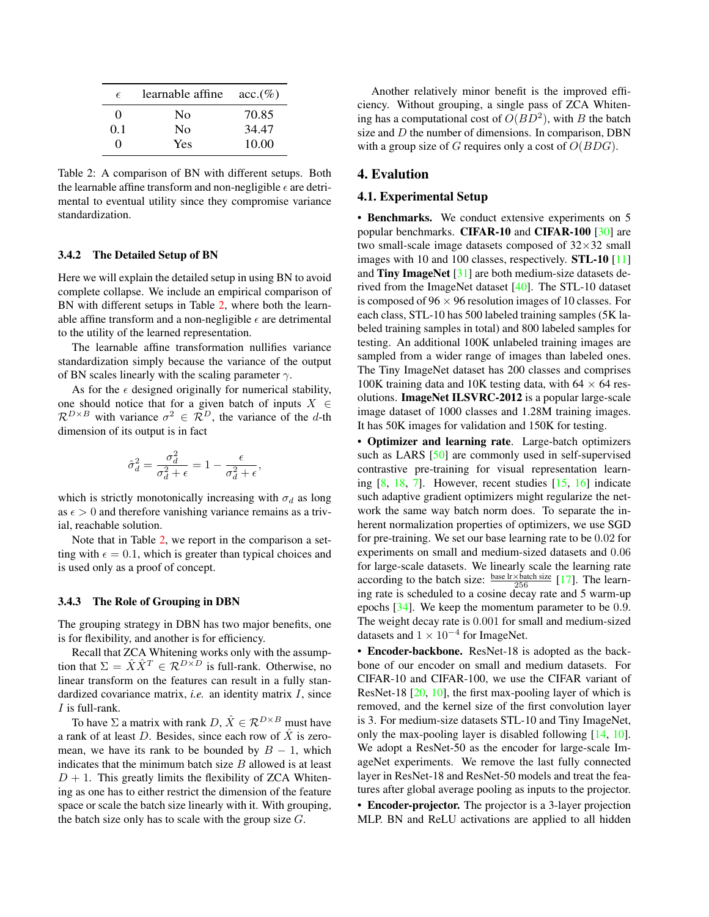| $\epsilon$ | learnable affine | acc.(%) |
| --- | --- | --- |
| 0 | No | 70.85 |
| 0.1 | No | 34.47 |
| 0 | Yes | 10.00 |

Table 2: A comparison of BN with different setups. Both the learnable affine transform and non-negligible $\epsilon$ are detrimental to eventual utility since they compromise variance standardization.

### 3.4.2 The Detailed Setup of BN

Here we will explain the detailed setup in using BN to avoid complete collapse. We include an empirical comparison of BN with different setups in Table 2, where both the learnable affine transform and a non-negligible $\epsilon$ are detrimental to the utility of the learned representation.

The learnable affine transformation nullifies variance standardization simply because the variance of the output of BN scales linearly with the scaling parameter $\gamma$.

As for the $\epsilon$ designed originally for numerical stability, one should notice that for a given batch of inputs $X \in \mathcal{R}^{D \times B}$ with variance $\sigma^2 \in \mathcal{R}^D$, the variance of the $d$-th dimension of its output is in fact

$$\hat{\sigma}_d^2 = \frac{\sigma_d^2}{\sigma_d^2 + \epsilon} = 1 - \frac{\epsilon}{\sigma_d^2 + \epsilon},$$

which is strictly monotonically increasing with $\sigma_d$ as long as $\epsilon > 0$ and therefore vanishing variance remains as a trivial, reachable solution.

Note that in Table 2, we report in the comparison a setting with $\epsilon = 0.1$, which is greater than typical choices and is used only as a proof of concept.

### 3.4.3 The Role of Grouping in DBN

The grouping strategy in DBN has two major benefits, one is for flexibility, and another is for efficiency.

Recall that ZCA Whitening works only with the assumption that $\Sigma = \hat{X}\hat{X}^T \in \mathcal{R}^{D \times D}$ is full-rank. Otherwise, no linear transform on the features can result in a fully standardized covariance matrix, *i.e.* an identity matrix $I$, since $I$ is full-rank.

To have $\Sigma$ a matrix with rank $D$, $\hat{X} \in \mathcal{R}^{D \times B}$ must have a rank of at least $D$. Besides, since each row of $\hat{X}$ is zero-mean, we have its rank to be bounded by $B - 1$, which indicates that the minimum batch size $B$ allowed is at least $D + 1$. This greatly limits the flexibility of ZCA Whitening as one has to either restrict the dimension of the feature space or scale the batch size linearly with it. With grouping, the batch size only has to scale with the group size $G$.

Another relatively minor benefit is the improved efficiency. Without grouping, a single pass of ZCA Whitening has a computational cost of $O(BD^2)$, with $B$ the batch size and $D$ the number of dimensions. In comparison, DBN with a group size of $G$ requires only a cost of $O(BDG)$.

## 4. Evalution

### 4.1. Experimental Setup

- **Benchmarks.** We conduct extensive experiments on 5 popular benchmarks. **CIFAR-10** and **CIFAR-100** [30] are two small-scale image datasets composed of 32×32 small images with 10 and 100 classes, respectively. **STL-10** [11] and **Tiny ImageNet** [31] are both medium-size datasets derived from the ImageNet dataset [40]. The STL-10 dataset is composed of 96 × 96 resolution images of 10 classes. For each class, STL-10 has 500 labeled training samples (5K labeled training samples in total) and 800 labeled samples for testing. An additional 100K unlabeled training images are sampled from a wider range of images than labeled ones. The Tiny ImageNet dataset has 200 classes and comprises 100K training data and 10K testing data, with 64 × 64 resolutions. **ImageNet ILSVRC-2012** is a popular large-scale image dataset of 1000 classes and 1.28M training images. It has 50K images for validation and 150K for testing.
- **Optimizer and learning rate**. Large-batch optimizers such as LARS [50] are commonly used in self-supervised contrastive pre-training for visual representation learning [8, 18, 7]. However, recent studies [15, 16] indicate such adaptive gradient optimizers might regularize the network the same way batch norm does. To separate the inherent normalization properties of optimizers, we use SGD for pre-training. We set our base learning rate to be 0.02 for experiments on small and medium-sized datasets and 0.06 for large-scale datasets. We linearly scale the learning rate according to the batch size: $\frac{\text{base lr} \times \text{batch size}}{256}$ [17]. The learning rate is scheduled to a cosine decay rate and 5 warm-up epochs [34]. We keep the momentum parameter to be 0.9. The weight decay rate is 0.001 for small and medium-sized datasets and $1 \times 10^{-4}$ for ImageNet.
- **Encoder-backbone.** ResNet-18 is adopted as the backbone of our encoder on small and medium datasets. For CIFAR-10 and CIFAR-100, we use the CIFAR variant of ResNet-18 [20, 10], the first max-pooling layer of which is removed, and the kernel size of the first convolution layer is 3. For medium-size datasets STL-10 and Tiny ImageNet, only the max-pooling layer is disabled following [14, 10]. We adopt a ResNet-50 as the encoder for large-scale ImageNet experiments. We remove the last fully connected layer in ResNet-18 and ResNet-50 models and treat the features after global average pooling as inputs to the projector.
- **Encoder-projector.** The projector is a 3-layer projection MLP. BN and ReLU activations are applied to all hidden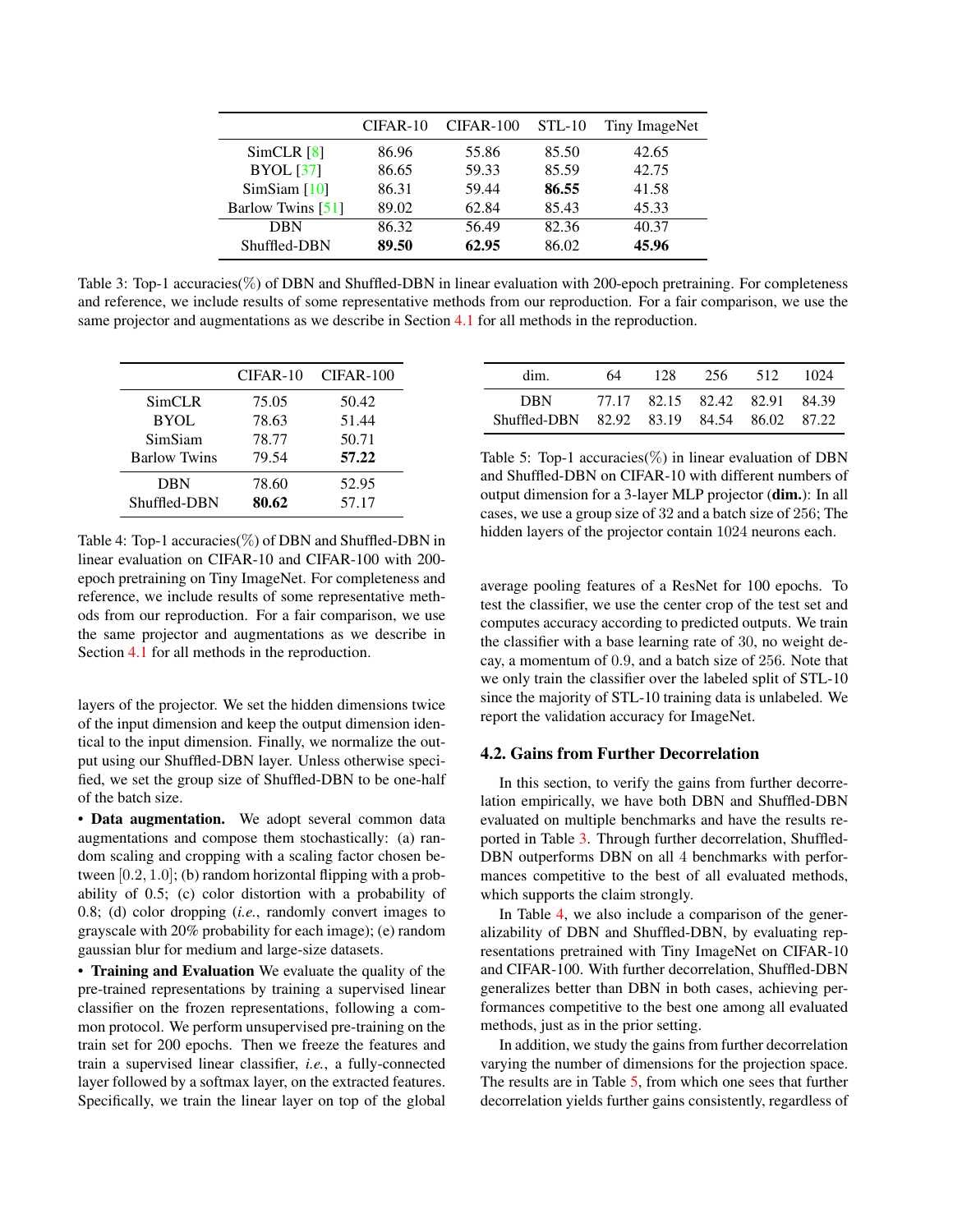|  | CIFAR-10 | CIFAR-100 | STL-10 | Tiny ImageNet |
|---|---|---|---|---|
| SimCLR [8] | 86.96 | 55.86 | 85.50 | 42.65 |
| BYOL [37] | 86.65 | 59.33 | 85.59 | 42.75 |
| SimSiam [10] | 86.31 | 59.44 | **86.55** | 41.58 |
| Barlow Twins [51] | 89.02 | 62.84 | 85.43 | 45.33 |
| DBN | 86.32 | 56.49 | 82.36 | 40.37 |
| Shuffled-DBN | **89.50** | **62.95** | 86.02 | **45.96** |

Table 3: Top-1 accuracies(%) of DBN and Shuffled-DBN in linear evaluation with 200-epoch pretraining. For completeness and reference, we include results of some representative methods from our reproduction. For a fair comparison, we use the same projector and augmentations as we describe in Section 4.1 for all methods in the reproduction.

|  | CIFAR-10 | CIFAR-100 |
|---|---|---|
| SimCLR | 75.05 | 50.42 |
| BYOL | 78.63 | 51.44 |
| SimSiam | 78.77 | 50.71 |
| Barlow Twins | 79.54 | **57.22** |
| DBN | 78.60 | 52.95 |
| Shuffled-DBN | **80.62** | 57.17 |

Table 4: Top-1 accuracies(%) of DBN and Shuffled-DBN in linear evaluation on CIFAR-10 and CIFAR-100 with 200-epoch pretraining on Tiny ImageNet. For completeness and reference, we include results of some representative methods from our reproduction. For a fair comparison, we use the same projector and augmentations as we describe in Section 4.1 for all methods in the reproduction.

layers of the projector. We set the hidden dimensions twice of the input dimension and keep the output dimension identical to the input dimension. Finally, we normalize the output using our Shuffled-DBN layer. Unless otherwise specified, we set the group size of Shuffled-DBN to be one-half of the batch size.

• **Data augmentation.** We adopt several common data augmentations and compose them stochastically: (a) random scaling and cropping with a scaling factor chosen between $[0.2, 1.0]$; (b) random horizontal flipping with a probability of 0.5; (c) color distortion with a probability of 0.8; (d) color dropping (*i.e.*, randomly convert images to grayscale with 20% probability for each image); (e) random gaussian blur for medium and large-size datasets.

• **Training and Evaluation** We evaluate the quality of the pre-trained representations by training a supervised linear classifier on the frozen representations, following a common protocol. We perform unsupervised pre-training on the train set for 200 epochs. Then we freeze the features and train a supervised linear classifier, *i.e.*, a fully-connected layer followed by a softmax layer, on the extracted features. Specifically, we train the linear layer on top of the global average pooling features of a ResNet for 100 epochs. To test the classifier, we use the center crop of the test set and computes accuracy according to predicted outputs. We train the classifier with a base learning rate of 30, no weight decay, a momentum of 0.9, and a batch size of 256. Note that we only train the classifier over the labeled split of STL-10 since the majority of STL-10 training data is unlabeled. We report the validation accuracy for ImageNet.

| dim. | 64 | 128 | 256 | 512 | 1024 |
|---|---|---|---|---|---|
| DBN | 77.17 | 82.15 | 82.42 | 82.91 | 84.39 |
| Shuffled-DBN | 82.92 | 83.19 | 84.54 | 86.02 | 87.22 |

Table 5: Top-1 accuracies(%) in linear evaluation of DBN and Shuffled-DBN on CIFAR-10 with different numbers of output dimension for a 3-layer MLP projector (**dim.**): In all cases, we use a group size of 32 and a batch size of 256; The hidden layers of the projector contain 1024 neurons each.

## 4.2. Gains from Further Decorrelation

In this section, to verify the gains from further decorrelation empirically, we have both DBN and Shuffled-DBN evaluated on multiple benchmarks and have the results reported in Table 3. Through further decorrelation, Shuffled-DBN outperforms DBN on all 4 benchmarks with performances competitive to the best of all evaluated methods, which supports the claim strongly.

In Table 4, we also include a comparison of the generalizability of DBN and Shuffled-DBN, by evaluating representations pretrained with Tiny ImageNet on CIFAR-10 and CIFAR-100. With further decorrelation, Shuffled-DBN generalizes better than DBN in both cases, achieving performances competitive to the best one among all evaluated methods, just as in the prior setting.

In addition, we study the gains from further decorrelation varying the number of dimensions for the projection space. The results are in Table 5, from which one sees that further decorrelation yields further gains consistently, regardless of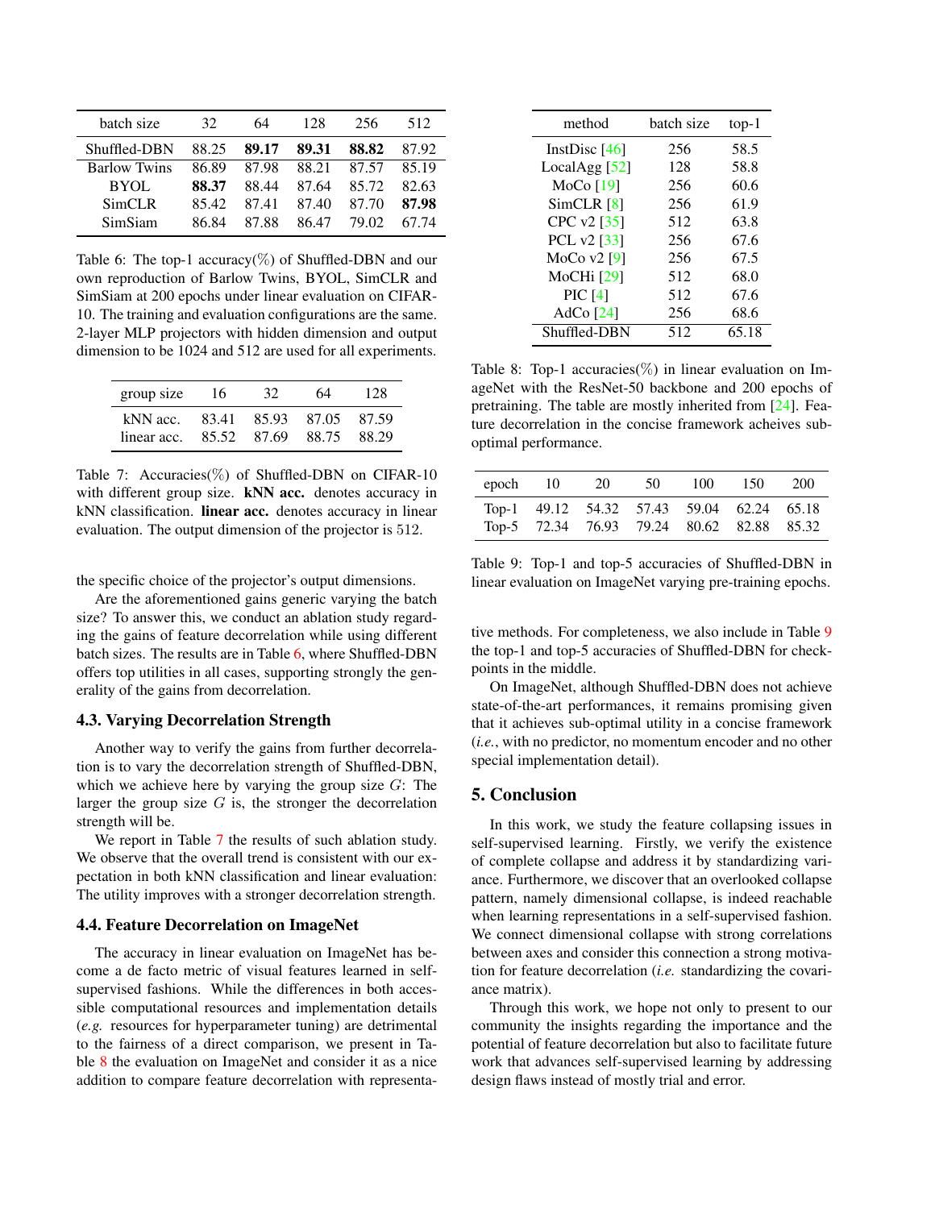| batch size | 32 | 64 | 128 | 256 | 512 |
|---|---|---|---|---|---|
| Shuffled-DBN | 88.25 | **89.17** | **89.31** | **88.82** | 87.92 |
| Barlow Twins | 86.89 | 87.98 | 88.21 | 87.57 | 85.19 |
| BYOL | **88.37** | 88.44 | 87.64 | 85.72 | 82.63 |
| SimCLR | 85.42 | 87.41 | 87.40 | 87.70 | **87.98** |
| SimSiam | 86.84 | 87.88 | 86.47 | 79.02 | 67.74 |

Table 6: The top-1 accuracy(%) of Shuffled-DBN and our own reproduction of Barlow Twins, BYOL, SimCLR and SimSiam at 200 epochs under linear evaluation on CIFAR-10. The training and evaluation configurations are the same. 2-layer MLP projectors with hidden dimension and output dimension to be 1024 and 512 are used for all experiments.

| group size | 16 | 32 | 64 | 128 |
|---|---|---|---|---|
| kNN acc. | 83.41 | 85.93 | 87.05 | 87.59 |
| linear acc. | 85.52 | 87.69 | 88.75 | 88.29 |

Table 7: Accuracies(%) of Shuffled-DBN on CIFAR-10 with different group size. **kNN acc.** denotes accuracy in kNN classification. **linear acc.** denotes accuracy in linear evaluation. The output dimension of the projector is 512.

the specific choice of the projector's output dimensions.

Are the aforementioned gains generic varying the batch size? To answer this, we conduct an ablation study regarding the gains of feature decorrelation while using different batch sizes. The results are in Table 6, where Shuffled-DBN offers top utilities in all cases, supporting strongly the generality of the gains from decorrelation.

### 4.3. Varying Decorrelation Strength

Another way to verify the gains from further decorrelation is to vary the decorrelation strength of Shuffled-DBN, which we achieve here by varying the group size $G$: The larger the group size $G$ is, the stronger the decorrelation strength will be.

We report in Table 7 the results of such ablation study. We observe that the overall trend is consistent with our expectation in both kNN classification and linear evaluation: The utility improves with a stronger decorrelation strength.

### 4.4. Feature Decorrelation on ImageNet

The accuracy in linear evaluation on ImageNet has become a de facto metric of visual features learned in self-supervised fashions. While the differences in both accessible computational resources and implementation details (*e.g.* resources for hyperparameter tuning) are detrimental to the fairness of a direct comparison, we present in Table 8 the evaluation on ImageNet and consider it as a nice addition to compare feature decorrelation with representative methods. For completeness, we also include in Table 9 the top-1 and top-5 accuracies of Shuffled-DBN for checkpoints in the middle.

| method | batch size | top-1 |
|---|---|---|
| InstDisc [46] | 256 | 58.5 |
| LocalAgg [52] | 128 | 58.8 |
| MoCo [19] | 256 | 60.6 |
| SimCLR [8] | 256 | 61.9 |
| CPC v2 [35] | 512 | 63.8 |
| PCL v2 [33] | 256 | 67.6 |
| MoCo v2 [9] | 256 | 67.5 |
| MoCHi [29] | 512 | 68.0 |
| PIC [4] | 512 | 67.6 |
| AdCo [24] | 256 | 68.6 |
| Shuffled-DBN | 512 | 65.18 |

Table 8: Top-1 accuracies(%) in linear evaluation on ImageNet with the ResNet-50 backbone and 200 epochs of pretraining. The table are mostly inherited from [24]. Feature decorrelation in the concise framework acheives sub-optimal performance.

| epoch | 10 | 20 | 50 | 100 | 150 | 200 |
|---|---|---|---|---|---|---|
| Top-1 | 49.12 | 54.32 | 57.43 | 59.04 | 62.24 | 65.18 |
| Top-5 | 72.34 | 76.93 | 79.24 | 80.62 | 82.88 | 85.32 |

Table 9: Top-1 and top-5 accuracies of Shuffled-DBN in linear evaluation on ImageNet varying pre-training epochs.

On ImageNet, although Shuffled-DBN does not achieve state-of-the-art performances, it remains promising given that it achieves sub-optimal utility in a concise framework (*i.e.*, with no predictor, no momentum encoder and no other special implementation detail).

## 5. Conclusion

In this work, we study the feature collapsing issues in self-supervised learning. Firstly, we verify the existence of complete collapse and address it by standardizing variance. Furthermore, we discover that an overlooked collapse pattern, namely dimensional collapse, is indeed reachable when learning representations in a self-supervised fashion. We connect dimensional collapse with strong correlations between axes and consider this connection a strong motivation for feature decorrelation (*i.e.* standardizing the covariance matrix).

Through this work, we hope not only to present to our community the insights regarding the importance and the potential of feature decorrelation but also to facilitate future work that advances self-supervised learning by addressing design flaws instead of mostly trial and error.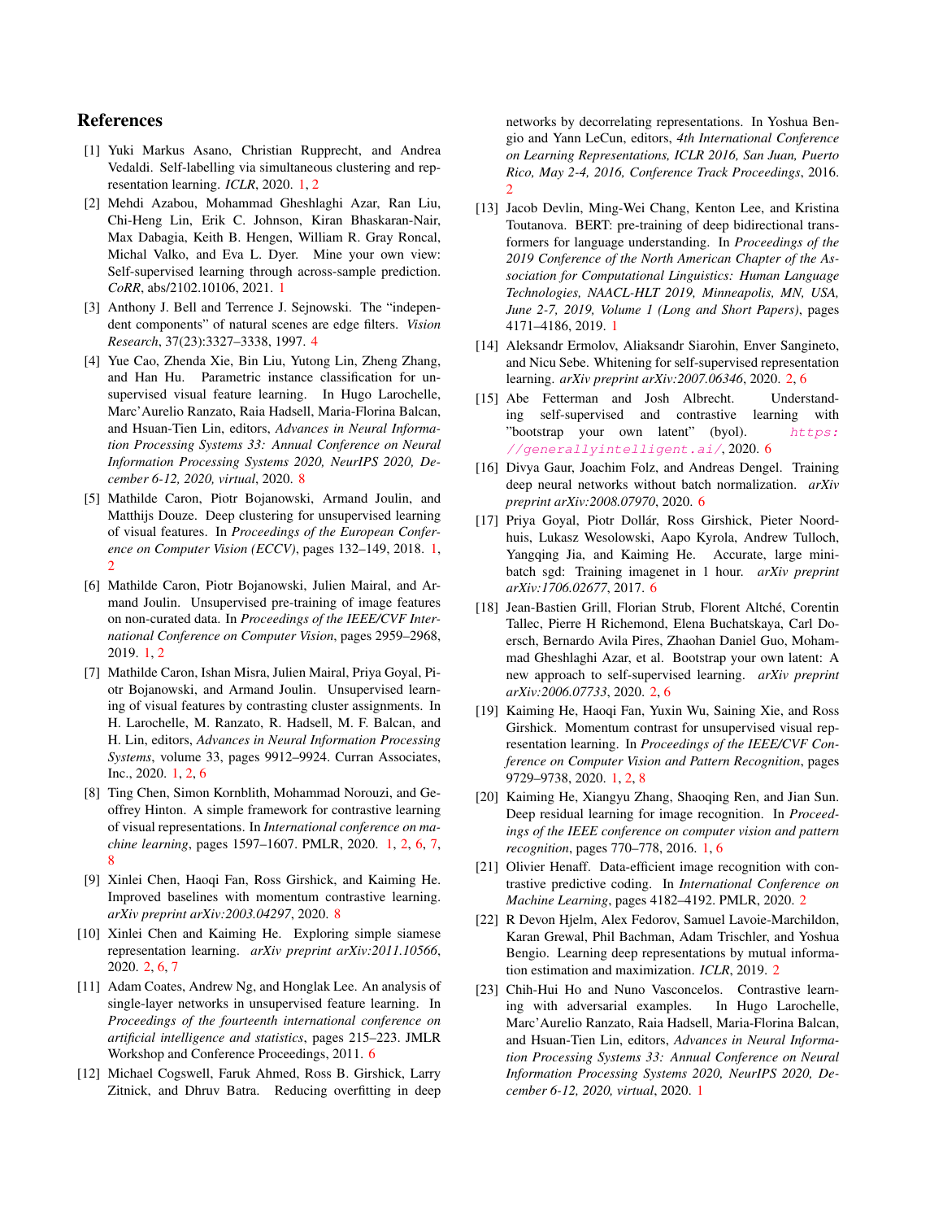# References

[1] Yuki Markus Asano, Christian Rupprecht, and Andrea Vedaldi. Self-labelling via simultaneous clustering and representation learning. *ICLR*, 2020. 1, 2

[2] Mehdi Azabou, Mohammad Gheshlaghi Azar, Ran Liu, Chi-Heng Lin, Erik C. Johnson, Kiran Bhaskaran-Nair, Max Dabagia, Keith B. Hengen, William R. Gray Roncal, Michal Valko, and Eva L. Dyer. Mine your own view: Self-supervised learning through across-sample prediction. *CoRR*, abs/2102.10106, 2021. 1

[3] Anthony J. Bell and Terrence J. Sejnowski. The "independent components" of natural scenes are edge filters. *Vision Research*, 37(23):3327–3338, 1997. 4

[4] Yue Cao, Zhenda Xie, Bin Liu, Yutong Lin, Zheng Zhang, and Han Hu. Parametric instance classification for unsupervised visual feature learning. In Hugo Larochelle, Marc'Aurelio Ranzato, Raia Hadsell, Maria-Florina Balcan, and Hsuan-Tien Lin, editors, *Advances in Neural Information Processing Systems 33: Annual Conference on Neural Information Processing Systems 2020, NeurIPS 2020, December 6-12, 2020, virtual*, 2020. 8

[5] Mathilde Caron, Piotr Bojanowski, Armand Joulin, and Matthijs Douze. Deep clustering for unsupervised learning of visual features. In *Proceedings of the European Conference on Computer Vision (ECCV)*, pages 132–149, 2018. 1, 2

[6] Mathilde Caron, Piotr Bojanowski, Julien Mairal, and Armand Joulin. Unsupervised pre-training of image features on non-curated data. In *Proceedings of the IEEE/CVF International Conference on Computer Vision*, pages 2959–2968, 2019. 1, 2

[7] Mathilde Caron, Ishan Misra, Julien Mairal, Priya Goyal, Piotr Bojanowski, and Armand Joulin. Unsupervised learning of visual features by contrasting cluster assignments. In H. Larochelle, M. Ranzato, R. Hadsell, M. F. Balcan, and H. Lin, editors, *Advances in Neural Information Processing Systems*, volume 33, pages 9912–9924. Curran Associates, Inc., 2020. 1, 2, 6

[8] Ting Chen, Simon Kornblith, Mohammad Norouzi, and Geoffrey Hinton. A simple framework for contrastive learning of visual representations. In *International conference on machine learning*, pages 1597–1607. PMLR, 2020. 1, 2, 6, 7, 8

[9] Xinlei Chen, Haoqi Fan, Ross Girshick, and Kaiming He. Improved baselines with momentum contrastive learning. *arXiv preprint arXiv:2003.04297*, 2020. 8

[10] Xinlei Chen and Kaiming He. Exploring simple siamese representation learning. *arXiv preprint arXiv:2011.10566*, 2020. 2, 6, 7

[11] Adam Coates, Andrew Ng, and Honglak Lee. An analysis of single-layer networks in unsupervised feature learning. In *Proceedings of the fourteenth international conference on artificial intelligence and statistics*, pages 215–223. JMLR Workshop and Conference Proceedings, 2011. 6

[12] Michael Cogswell, Faruk Ahmed, Ross B. Girshick, Larry Zitnick, and Dhruv Batra. Reducing overfitting in deep networks by decorrelating representations. In Yoshua Bengio and Yann LeCun, editors, *4th International Conference on Learning Representations, ICLR 2016, San Juan, Puerto Rico, May 2-4, 2016, Conference Track Proceedings*, 2016. 2

[13] Jacob Devlin, Ming-Wei Chang, Kenton Lee, and Kristina Toutanova. BERT: pre-training of deep bidirectional transformers for language understanding. In *Proceedings of the 2019 Conference of the North American Chapter of the Association for Computational Linguistics: Human Language Technologies, NAACL-HLT 2019, Minneapolis, MN, USA, June 2-7, 2019, Volume 1 (Long and Short Papers)*, pages 4171–4186, 2019. 1

[14] Aleksandr Ermolov, Aliaksandr Siarohin, Enver Sangineto, and Nicu Sebe. Whitening for self-supervised representation learning. *arXiv preprint arXiv:2007.06346*, 2020. 2, 6

[15] Abe Fetterman and Josh Albrecht. Understanding self-supervised and contrastive learning with "bootstrap your own latent" (byol). https://generallyintelligent.ai/, 2020. 6

[16] Divya Gaur, Joachim Folz, and Andreas Dengel. Training deep neural networks without batch normalization. *arXiv preprint arXiv:2008.07970*, 2020. 6

[17] Priya Goyal, Piotr Dollár, Ross Girshick, Pieter Noordhuis, Lukasz Wesolowski, Aapo Kyrola, Andrew Tulloch, Yangqing Jia, and Kaiming He. Accurate, large minibatch sgd: Training imagenet in 1 hour. *arXiv preprint arXiv:1706.02677*, 2017. 6

[18] Jean-Bastien Grill, Florian Strub, Florent Altché, Corentin Tallec, Pierre H Richemond, Elena Buchatskaya, Carl Doersch, Bernardo Avila Pires, Zhaohan Daniel Guo, Mohammad Gheshlaghi Azar, et al. Bootstrap your own latent: A new approach to self-supervised learning. *arXiv preprint arXiv:2006.07733*, 2020. 2, 6

[19] Kaiming He, Haoqi Fan, Yuxin Wu, Saining Xie, and Ross Girshick. Momentum contrast for unsupervised visual representation learning. In *Proceedings of the IEEE/CVF Conference on Computer Vision and Pattern Recognition*, pages 9729–9738, 2020. 1, 2, 8

[20] Kaiming He, Xiangyu Zhang, Shaoqing Ren, and Jian Sun. Deep residual learning for image recognition. In *Proceedings of the IEEE conference on computer vision and pattern recognition*, pages 770–778, 2016. 1, 6

[21] Olivier Henaff. Data-efficient image recognition with contrastive predictive coding. In *International Conference on Machine Learning*, pages 4182–4192. PMLR, 2020. 2

[22] R Devon Hjelm, Alex Fedorov, Samuel Lavoie-Marchildon, Karan Grewal, Phil Bachman, Adam Trischler, and Yoshua Bengio. Learning deep representations by mutual information estimation and maximization. *ICLR*, 2019. 2

[23] Chih-Hui Ho and Nuno Vasconcelos. Contrastive learning with adversarial examples. In Hugo Larochelle, Marc'Aurelio Ranzato, Raia Hadsell, Maria-Florina Balcan, and Hsuan-Tien Lin, editors, *Advances in Neural Information Processing Systems 33: Annual Conference on Neural Information Processing Systems 2020, NeurIPS 2020, December 6-12, 2020, virtual*, 2020. 1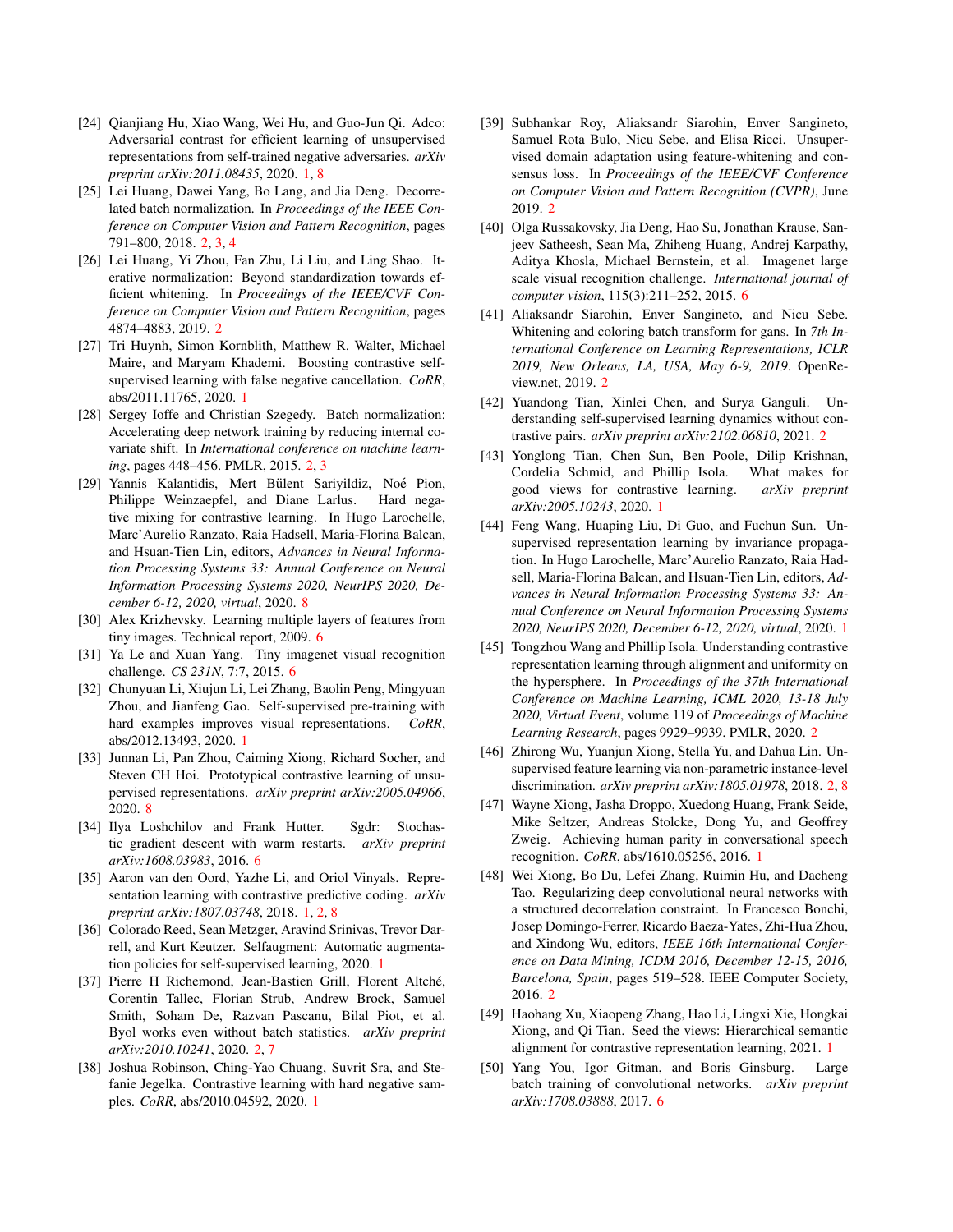[24] Qianjiang Hu, Xiao Wang, Wei Hu, and Guo-Jun Qi. Adco: Adversarial contrast for efficient learning of unsupervised representations from self-trained negative adversaries. *arXiv preprint arXiv:2011.08435*, 2020. 1, 8

[25] Lei Huang, Dawei Yang, Bo Lang, and Jia Deng. Decorrelated batch normalization. In *Proceedings of the IEEE Conference on Computer Vision and Pattern Recognition*, pages 791–800, 2018. 2, 3, 4

[26] Lei Huang, Yi Zhou, Fan Zhu, Li Liu, and Ling Shao. Iterative normalization: Beyond standardization towards efficient whitening. In *Proceedings of the IEEE/CVF Conference on Computer Vision and Pattern Recognition*, pages 4874–4883, 2019. 2

[27] Tri Huynh, Simon Kornblith, Matthew R. Walter, Michael Maire, and Maryam Khademi. Boosting contrastive self-supervised learning with false negative cancellation. *CoRR*, abs/2011.11765, 2020. 1

[28] Sergey Ioffe and Christian Szegedy. Batch normalization: Accelerating deep network training by reducing internal covariate shift. In *International conference on machine learning*, pages 448–456. PMLR, 2015. 2, 3

[29] Yannis Kalantidis, Mert Bülent Sariyildiz, Noé Pion, Philippe Weinzaepfel, and Diane Larlus. Hard negative mixing for contrastive learning. In Hugo Larochelle, Marc'Aurelio Ranzato, Raia Hadsell, Maria-Florina Balcan, and Hsuan-Tien Lin, editors, *Advances in Neural Information Processing Systems 33: Annual Conference on Neural Information Processing Systems 2020, NeurIPS 2020, December 6-12, 2020, virtual*, 2020. 8

[30] Alex Krizhevsky. Learning multiple layers of features from tiny images. Technical report, 2009. 6

[31] Ya Le and Xuan Yang. Tiny imagenet visual recognition challenge. *CS 231N*, 7:7, 2015. 6

[32] Chunyuan Li, Xiujun Li, Lei Zhang, Baolin Peng, Mingyuan Zhou, and Jianfeng Gao. Self-supervised pre-training with hard examples improves visual representations. *CoRR*, abs/2012.13493, 2020. 1

[33] Junnan Li, Pan Zhou, Caiming Xiong, Richard Socher, and Steven CH Hoi. Prototypical contrastive learning of unsupervised representations. *arXiv preprint arXiv:2005.04966*, 2020. 8

[34] Ilya Loshchilov and Frank Hutter. Sgdr: Stochastic gradient descent with warm restarts. *arXiv preprint arXiv:1608.03983*, 2016. 6

[35] Aaron van den Oord, Yazhe Li, and Oriol Vinyals. Representation learning with contrastive predictive coding. *arXiv preprint arXiv:1807.03748*, 2018. 1, 2, 8

[36] Colorado Reed, Sean Metzger, Aravind Srinivas, Trevor Darrell, and Kurt Keutzer. Selfaugment: Automatic augmentation policies for self-supervised learning, 2020. 1

[37] Pierre H Richemond, Jean-Bastien Grill, Florent Altché, Corentin Tallec, Florian Strub, Andrew Brock, Samuel Smith, Soham De, Razvan Pascanu, Bilal Piot, et al. Byol works even without batch statistics. *arXiv preprint arXiv:2010.10241*, 2020. 2, 7

[38] Joshua Robinson, Ching-Yao Chuang, Suvrit Sra, and Stefanie Jegelka. Contrastive learning with hard negative samples. *CoRR*, abs/2010.04592, 2020. 1

[39] Subhankar Roy, Aliaksandr Siarohin, Enver Sangineto, Samuel Rota Bulo, Nicu Sebe, and Elisa Ricci. Unsupervised domain adaptation using feature-whitening and consensus loss. In *Proceedings of the IEEE/CVF Conference on Computer Vision and Pattern Recognition (CVPR)*, June 2019. 2

[40] Olga Russakovsky, Jia Deng, Hao Su, Jonathan Krause, Sanjeev Satheesh, Sean Ma, Zhiheng Huang, Andrej Karpathy, Aditya Khosla, Michael Bernstein, et al. Imagenet large scale visual recognition challenge. *International journal of computer vision*, 115(3):211–252, 2015. 6

[41] Aliaksandr Siarohin, Enver Sangineto, and Nicu Sebe. Whitening and coloring batch transform for gans. In *7th International Conference on Learning Representations, ICLR 2019, New Orleans, LA, USA, May 6-9, 2019*. OpenReview.net, 2019. 2

[42] Yuandong Tian, Xinlei Chen, and Surya Ganguli. Understanding self-supervised learning dynamics without contrastive pairs. *arXiv preprint arXiv:2102.06810*, 2021. 2

[43] Yonglong Tian, Chen Sun, Ben Poole, Dilip Krishnan, Cordelia Schmid, and Phillip Isola. What makes for good views for contrastive learning. *arXiv preprint arXiv:2005.10243*, 2020. 1

[44] Feng Wang, Huaping Liu, Di Guo, and Fuchun Sun. Unsupervised representation learning by invariance propagation. In Hugo Larochelle, Marc'Aurelio Ranzato, Raia Hadsell, Maria-Florina Balcan, and Hsuan-Tien Lin, editors, *Advances in Neural Information Processing Systems 33: Annual Conference on Neural Information Processing Systems 2020, NeurIPS 2020, December 6-12, 2020, virtual*, 2020. 1

[45] Tongzhou Wang and Phillip Isola. Understanding contrastive representation learning through alignment and uniformity on the hypersphere. In *Proceedings of the 37th International Conference on Machine Learning, ICML 2020, 13-18 July 2020, Virtual Event*, volume 119 of *Proceedings of Machine Learning Research*, pages 9929–9939. PMLR, 2020. 2

[46] Zhirong Wu, Yuanjun Xiong, Stella Yu, and Dahua Lin. Unsupervised feature learning via non-parametric instance-level discrimination. *arXiv preprint arXiv:1805.01978*, 2018. 2, 8

[47] Wayne Xiong, Jasha Droppo, Xuedong Huang, Frank Seide, Mike Seltzer, Andreas Stolcke, Dong Yu, and Geoffrey Zweig. Achieving human parity in conversational speech recognition. *CoRR*, abs/1610.05256, 2016. 1

[48] Wei Xiong, Bo Du, Lefei Zhang, Ruimin Hu, and Dacheng Tao. Regularizing deep convolutional neural networks with a structured decorrelation constraint. In Francesco Bonchi, Josep Domingo-Ferrer, Ricardo Baeza-Yates, Zhi-Hua Zhou, and Xindong Wu, editors, *IEEE 16th International Conference on Data Mining, ICDM 2016, December 12-15, 2016, Barcelona, Spain*, pages 519–528. IEEE Computer Society, 2016. 2

[49] Haohang Xu, Xiaopeng Zhang, Hao Li, Lingxi Xie, Hongkai Xiong, and Qi Tian. Seed the views: Hierarchical semantic alignment for contrastive representation learning, 2021. 1

[50] Yang You, Igor Gitman, and Boris Ginsburg. Large batch training of convolutional networks. *arXiv preprint arXiv:1708.03888*, 2017. 6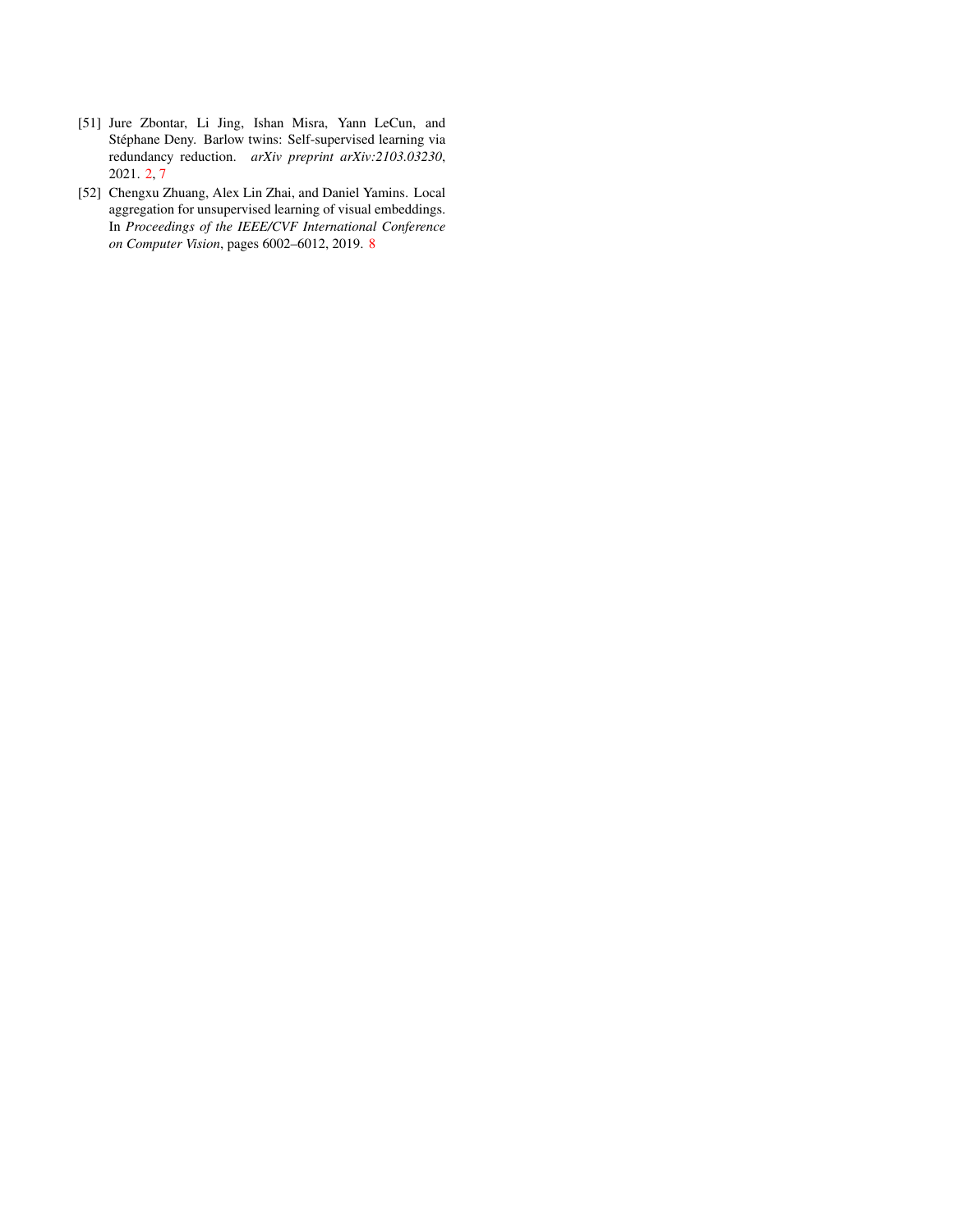[51] Jure Zbontar, Li Jing, Ishan Misra, Yann LeCun, and Stéphane Deny. Barlow twins: Self-supervised learning via redundancy reduction. *arXiv preprint arXiv:2103.03230*, 2021. 2, 7

[52] Chengxu Zhuang, Alex Lin Zhai, and Daniel Yamins. Local aggregation for unsupervised learning of visual embeddings. In *Proceedings of the IEEE/CVF International Conference on Computer Vision*, pages 6002–6012, 2019. 8